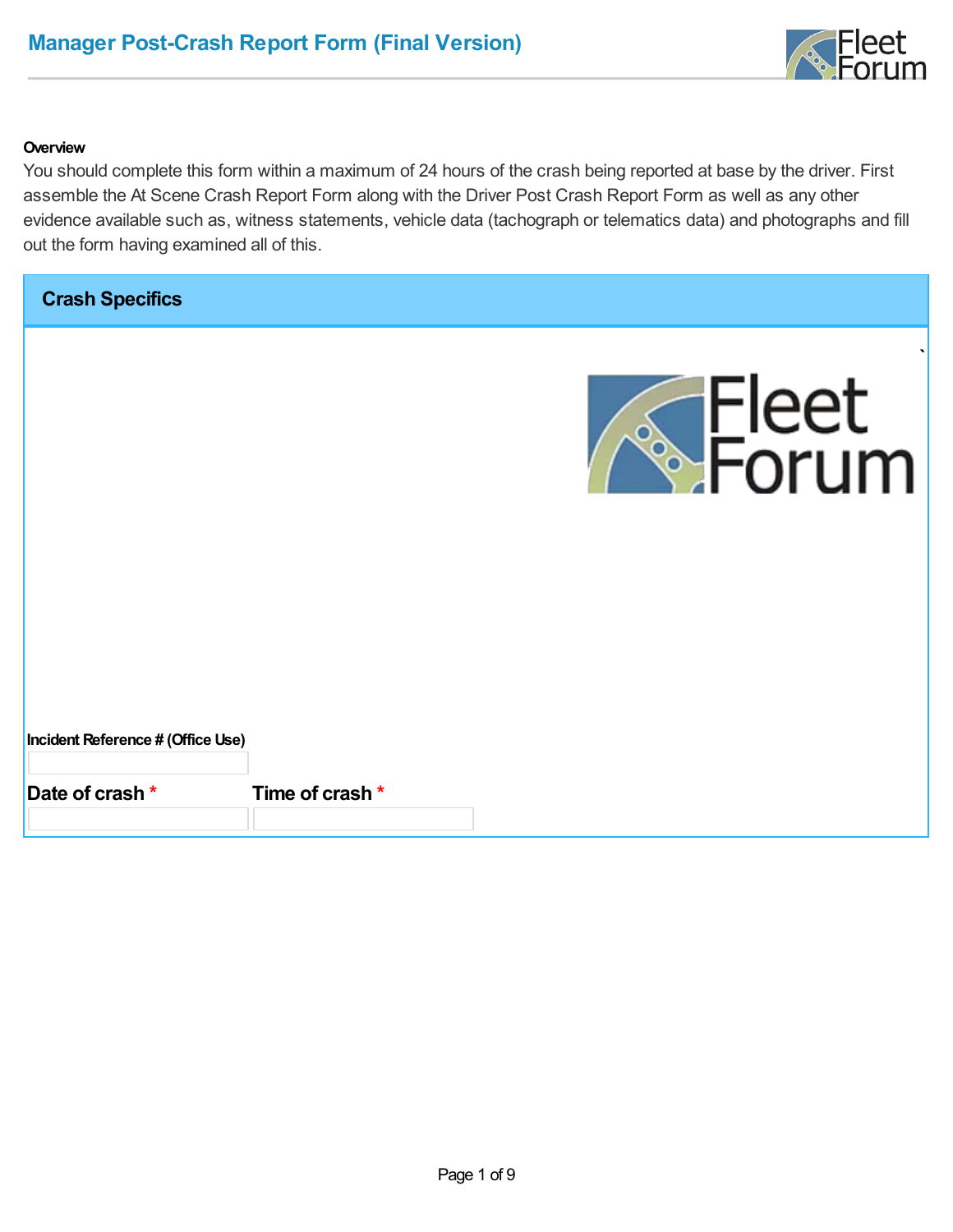# Manager Post-Crash Report Form (Final Version)

**Overview**

You should complete this form within a maximum of 24 hours of the crash being reported at base by the driver. First assemble the At Scene Crash Report Form along with the Driver Post Crash Report Form as well as any other evidence available such as, witness statements, vehicle data (tachograph or telematics data) and photographs and fill out the form having examined all of this.

## Crash Specifics

`

**Incident Reference # (Office Use)**

**Date of crash** *

**Time of crash** *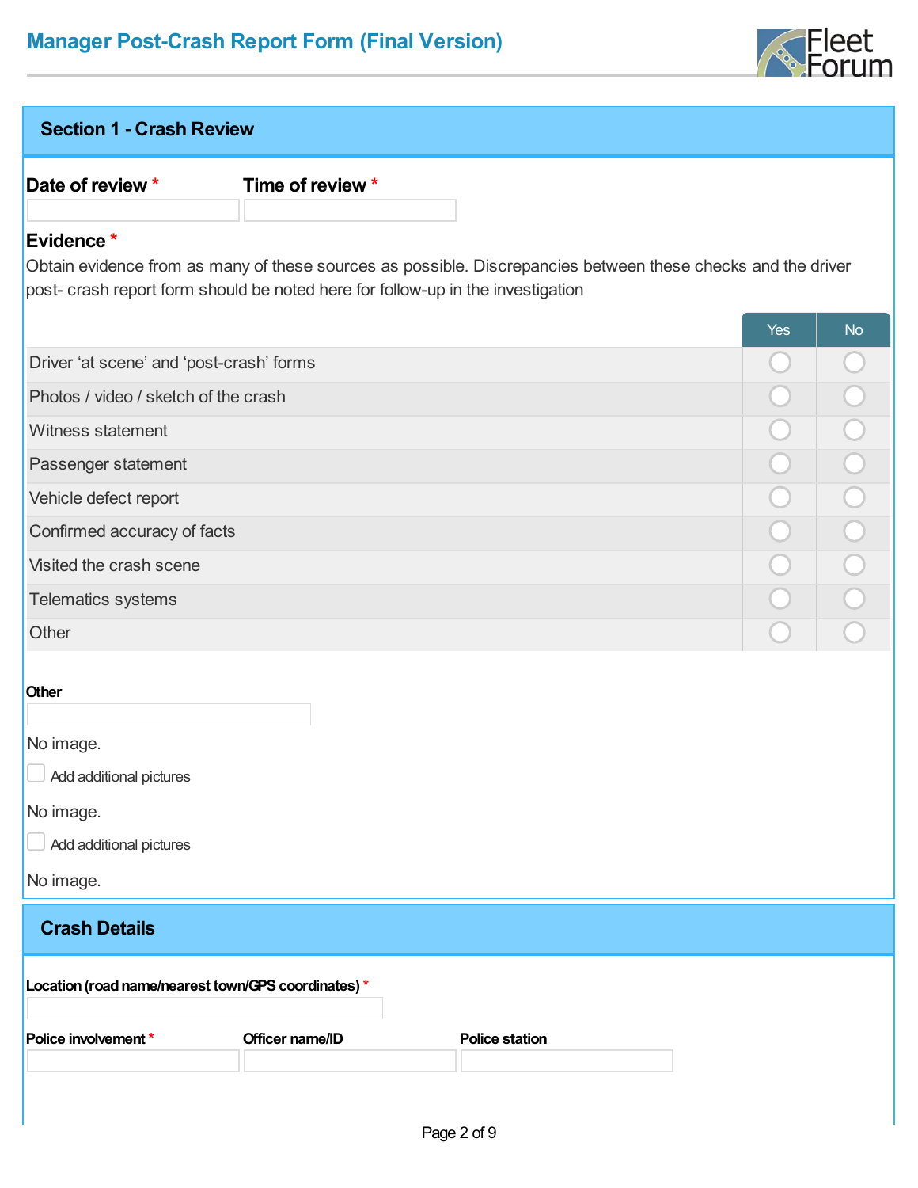## Manager Post-Crash Report Form (Final Version)

### Section 1 - Crash Review

**Date of review** *

**Time of review** *

**Evidence** *

Obtain evidence from as many of these sources as possible. Discrepancies between these checks and the driver post- crash report form should be noted here for follow-up in the investigation

| | Yes | No |
|---|---|---|
| Driver ‘at scene’ and ‘post-crash’ forms | ○ | ○ |
| Photos / video / sketch of the crash | ○ | ○ |
| Witness statement | ○ | ○ |
| Passenger statement | ○ | ○ |
| Vehicle defect report | ○ | ○ |
| Confirmed accuracy of facts | ○ | ○ |
| Visited the crash scene | ○ | ○ |
| Telematics systems | ○ | ○ |
| Other | ○ | ○ |

**Other**

No image.

☐ Add additional pictures

No image.

☐ Add additional pictures

No image.

### Crash Details

**Location (road name/nearest town/GPS coordinates)** *

**Police involvement** *

**Officer name/ID**

**Police station**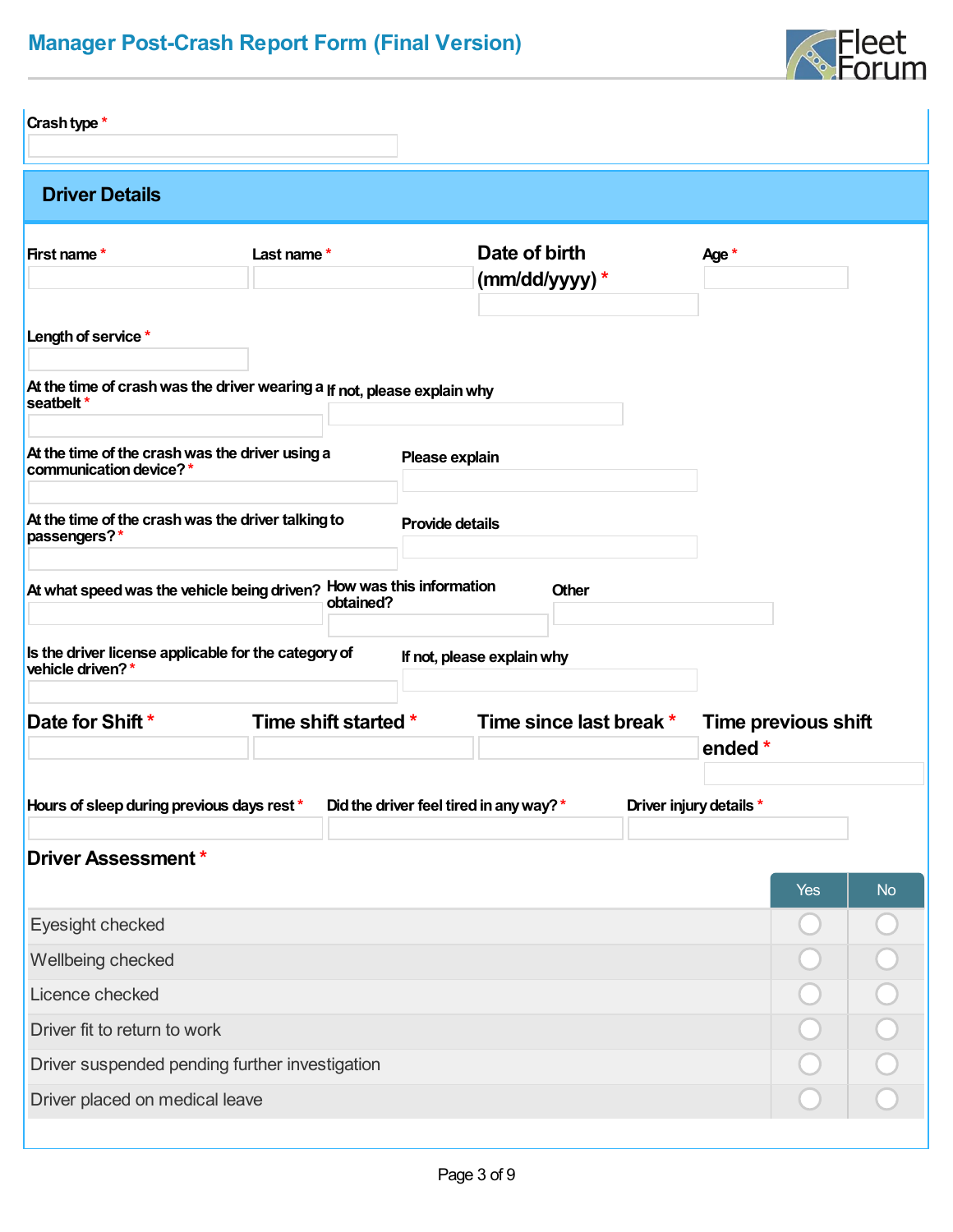## Manager Post-Crash Report Form (Final Version)

Crash type *

## Driver Details

First name *

Last name *

Date of birth (mm/dd/yyyy) *

Age *

Length of service *

At the time of crash was the driver wearing a seatbelt *

If not, please explain why

At the time of the crash was the driver using a communication device? *

Please explain

At the time of the crash was the driver talking to passengers? *

Provide details

At what speed was the vehicle being driven?

How was this information obtained?

Other

Is the driver license applicable for the category of vehicle driven? *

If not, please explain why

Date for Shift *

Time shift started *

Time since last break *

Time previous shift ended *

Hours of sleep during previous days rest *

Did the driver feel tired in any way? *

Driver injury details *

### Driver Assessment *

| | Yes | No |
|---|---|---|
| Eyesight checked | ○ | ○ |
| Wellbeing checked | ○ | ○ |
| Licence checked | ○ | ○ |
| Driver fit to return to work | ○ | ○ |
| Driver suspended pending further investigation | ○ | ○ |
| Driver placed on medical leave | ○ | ○ |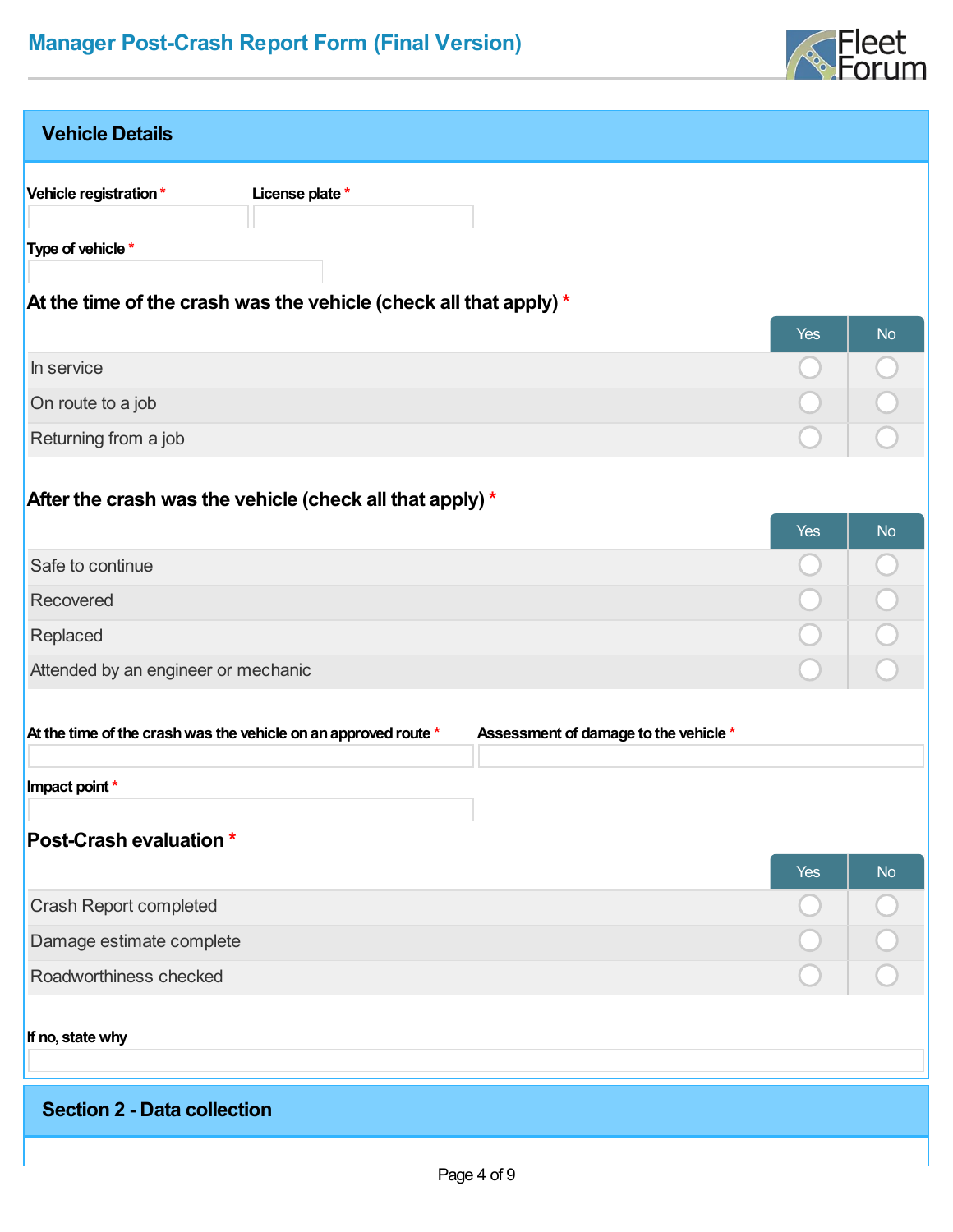# Manager Post-Crash Report Form (Final Version)

## Vehicle Details

**Vehicle registration** *

**License plate** *

**Type of vehicle** *

### At the time of the crash was the vehicle (check all that apply) *

| | Yes | No |
|---|---|---|
| In service | ○ | ○ |
| On route to a job | ○ | ○ |
| Returning from a job | ○ | ○ |

### After the crash was the vehicle (check all that apply) *

| | Yes | No |
|---|---|---|
| Safe to continue | ○ | ○ |
| Recovered | ○ | ○ |
| Replaced | ○ | ○ |
| Attended by an engineer or mechanic | ○ | ○ |

**At the time of the crash was the vehicle on an approved route** *

**Assessment of damage to the vehicle** *

**Impact point** *

### Post-Crash evaluation *

| | Yes | No |
|---|---|---|
| Crash Report completed | ○ | ○ |
| Damage estimate complete | ○ | ○ |
| Roadworthiness checked | ○ | ○ |

**If no, state why**

## Section 2 - Data collection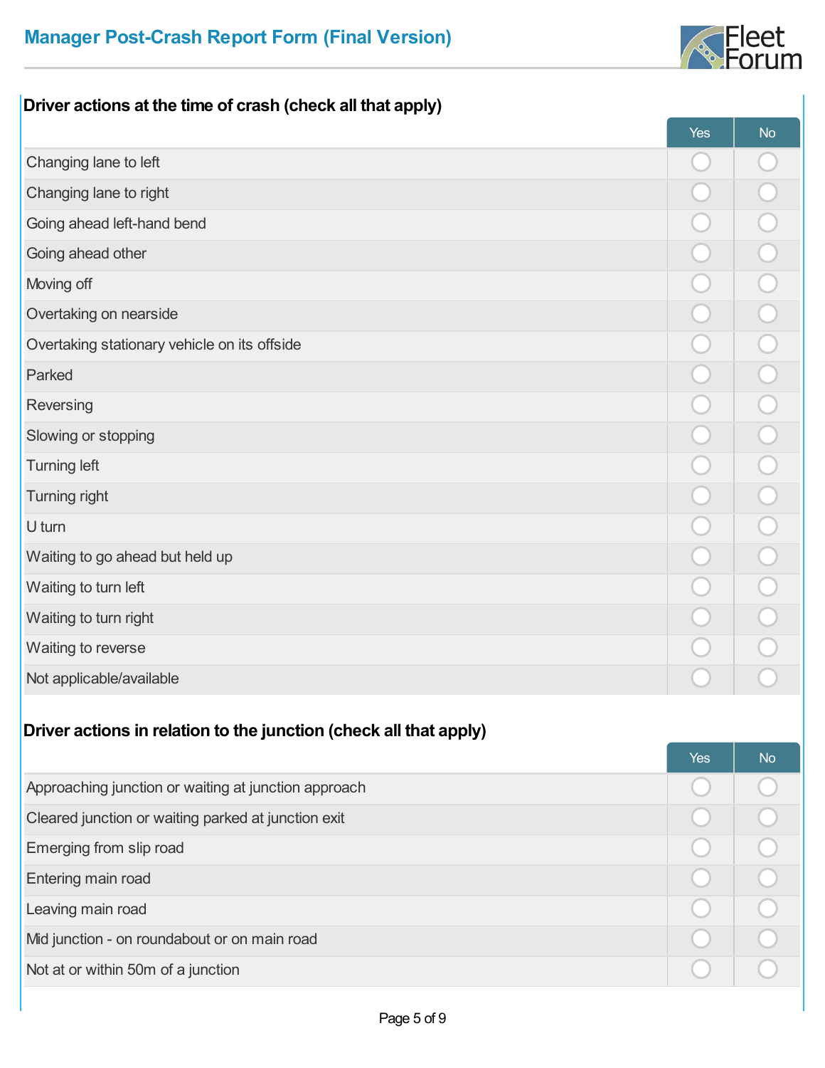## Driver actions at the time of crash (check all that apply)

| | Yes | No |
|---|---|---|
| Changing lane to left | ○ | ○ |
| Changing lane to right | ○ | ○ |
| Going ahead left-hand bend | ○ | ○ |
| Going ahead other | ○ | ○ |
| Moving off | ○ | ○ |
| Overtaking on nearside | ○ | ○ |
| Overtaking stationary vehicle on its offside | ○ | ○ |
| Parked | ○ | ○ |
| Reversing | ○ | ○ |
| Slowing or stopping | ○ | ○ |
| Turning left | ○ | ○ |
| Turning right | ○ | ○ |
| U turn | ○ | ○ |
| Waiting to go ahead but held up | ○ | ○ |
| Waiting to turn left | ○ | ○ |
| Waiting to turn right | ○ | ○ |
| Waiting to reverse | ○ | ○ |
| Not applicable/available | ○ | ○ |

## Driver actions in relation to the junction (check all that apply)

| | Yes | No |
|---|---|---|
| Approaching junction or waiting at junction approach | ○ | ○ |
| Cleared junction or waiting parked at junction exit | ○ | ○ |
| Emerging from slip road | ○ | ○ |
| Entering main road | ○ | ○ |
| Leaving main road | ○ | ○ |
| Mid junction - on roundabout or on main road | ○ | ○ |
| Not at or within 50m of a junction | ○ | ○ |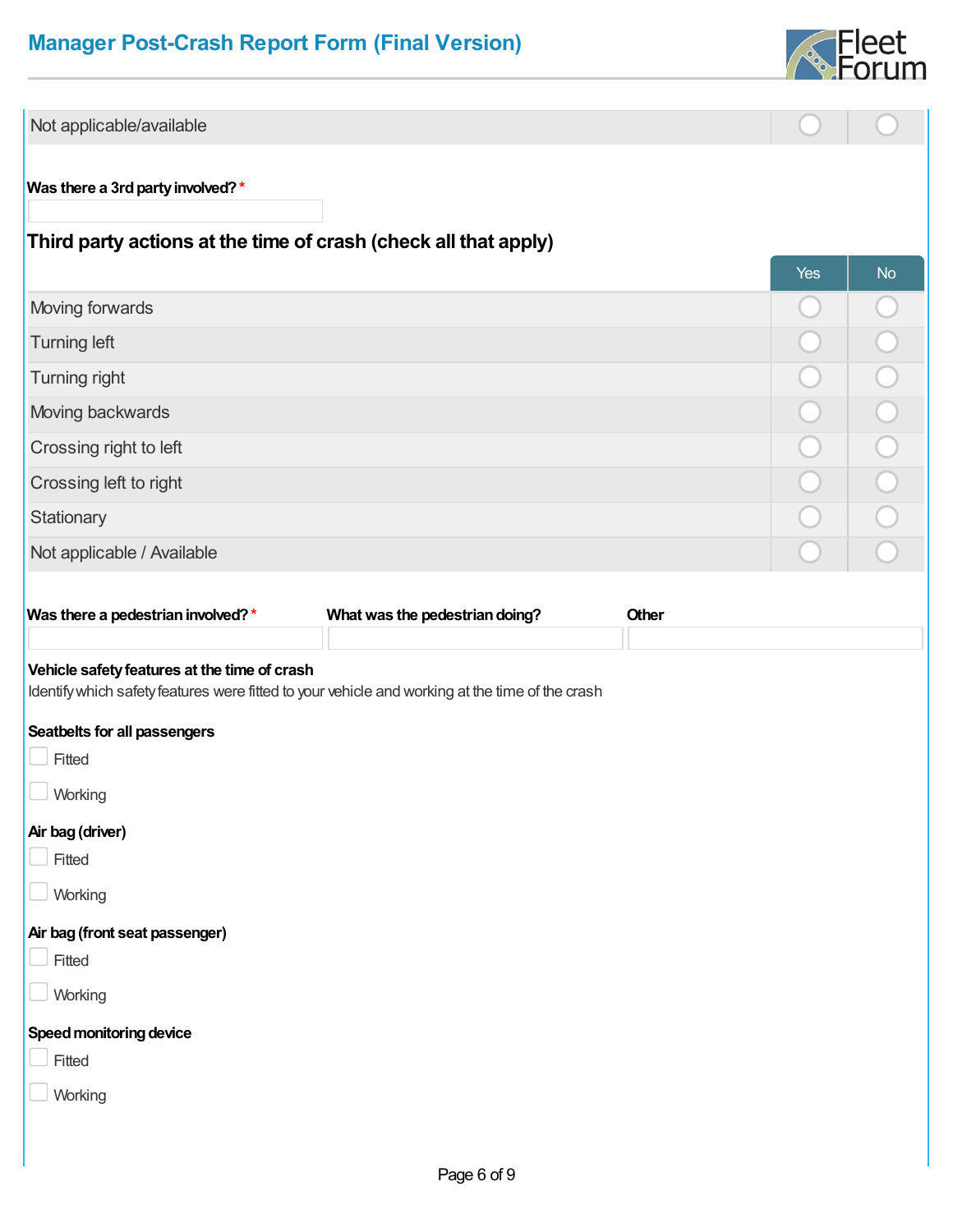| | | |
|---|---|---|
| Not applicable/available | ○ | ○ |

**Was there a 3rd party involved?** *

## Third party actions at the time of crash (check all that apply)

| | Yes | No |
|---|---|---|
| Moving forwards | ○ | ○ |
| Turning left | ○ | ○ |
| Turning right | ○ | ○ |
| Moving backwards | ○ | ○ |
| Crossing right to left | ○ | ○ |
| Crossing left to right | ○ | ○ |
| Stationary | ○ | ○ |
| Not applicable / Available | ○ | ○ |

**Was there a pedestrian involved?** *

**What was the pedestrian doing?**

**Other**

**Vehicle safety features at the time of crash**

Identify which safety features were fitted to your vehicle and working at the time of the crash

**Seatbelts for all passengers**

- [ ] Fitted
- [ ] Working

**Air bag (driver)**

- [ ] Fitted
- [ ] Working

**Air bag (front seat passenger)**

- [ ] Fitted
- [ ] Working

**Speed monitoring device**

- [ ] Fitted
- [ ] Working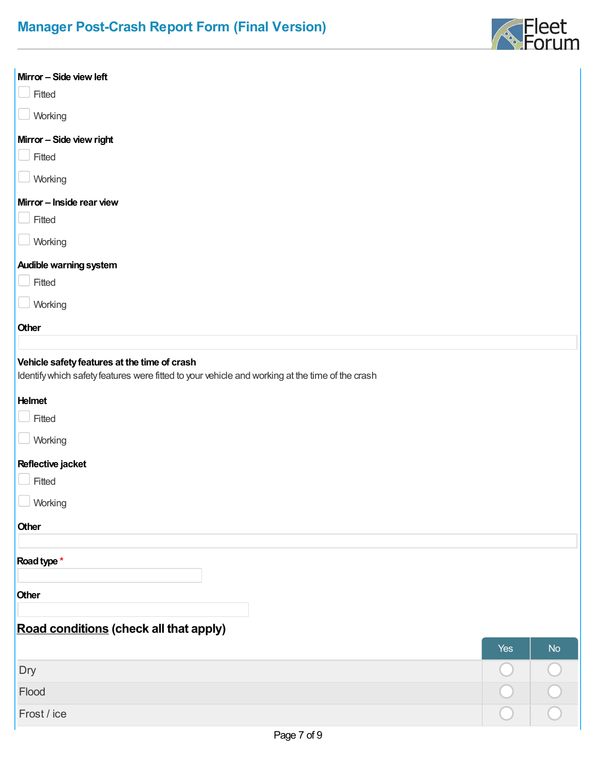**Mirror – Side view left**

- [ ] Fitted
- [ ] Working

**Mirror – Side view right**

- [ ] Fitted
- [ ] Working

**Mirror – Inside rear view**

- [ ] Fitted
- [ ] Working

**Audible warning system**

- [ ] Fitted
- [ ] Working

**Other**

\_\_\_\_\_\_\_\_\_\_\_\_\_\_\_\_\_\_\_\_

**Vehicle safety features at the time of crash**

Identify which safety features were fitted to your vehicle and working at the time of the crash

**Helmet**

- [ ] Fitted
- [ ] Working

**Reflective jacket**

- [ ] Fitted
- [ ] Working

**Other**

\_\_\_\_\_\_\_\_\_\_\_\_\_\_\_\_\_\_\_\_

**Road type** *

\_\_\_\_\_\_\_\_\_\_\_\_\_\_\_\_\_\_\_\_

**Other**

\_\_\_\_\_\_\_\_\_\_\_\_\_\_\_\_\_\_\_\_

## **Road conditions** (check all that apply)

| | Yes | No |
|---|---|---|
| Dry | ○ | ○ |
| Flood | ○ | ○ |
| Frost / ice | ○ | ○ |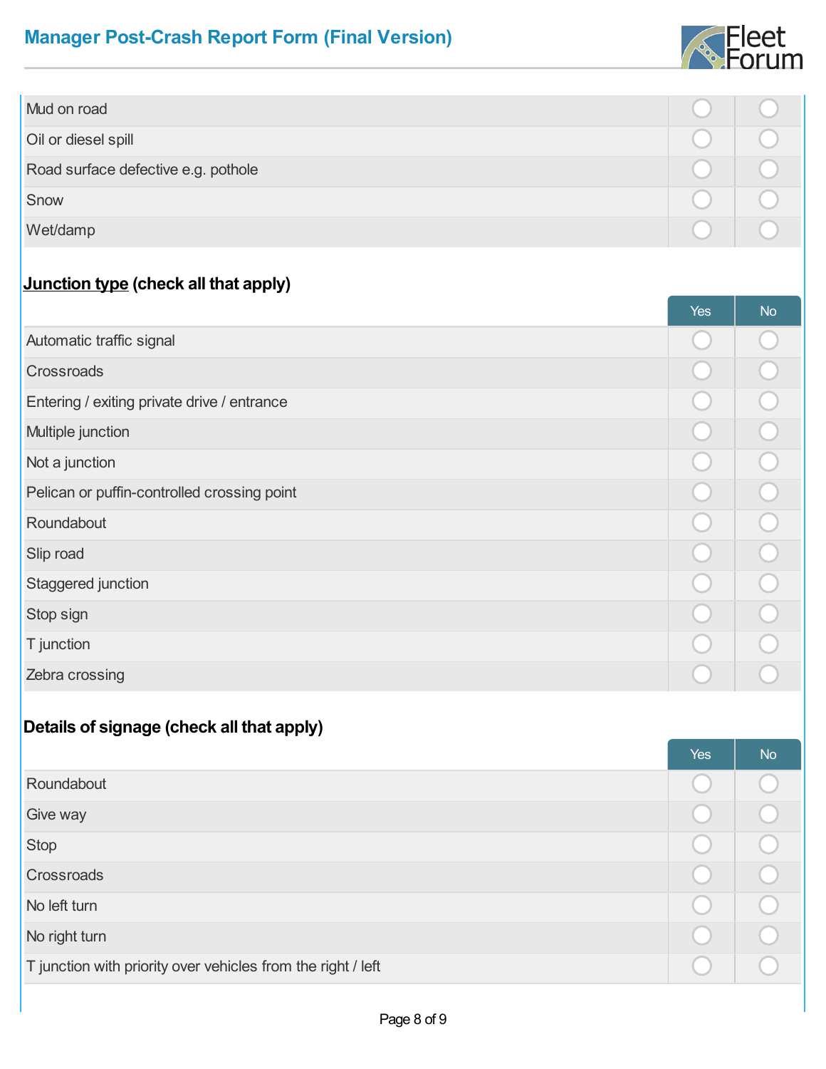| | | |
|---|---|---|
| Mud on road | ◯ | ◯ |
| Oil or diesel spill | ◯ | ◯ |
| Road surface defective e.g. pothole | ◯ | ◯ |
| Snow | ◯ | ◯ |
| Wet/damp | ◯ | ◯ |

**Junction type (check all that apply)**

| | Yes | No |
|---|---|---|
| Automatic traffic signal | ◯ | ◯ |
| Crossroads | ◯ | ◯ |
| Entering / exiting private drive / entrance | ◯ | ◯ |
| Multiple junction | ◯ | ◯ |
| Not a junction | ◯ | ◯ |
| Pelican or puffin-controlled crossing point | ◯ | ◯ |
| Roundabout | ◯ | ◯ |
| Slip road | ◯ | ◯ |
| Staggered junction | ◯ | ◯ |
| Stop sign | ◯ | ◯ |
| T junction | ◯ | ◯ |
| Zebra crossing | ◯ | ◯ |

**Details of signage (check all that apply)**

| | Yes | No |
|---|---|---|
| Roundabout | ◯ | ◯ |
| Give way | ◯ | ◯ |
| Stop | ◯ | ◯ |
| Crossroads | ◯ | ◯ |
| No left turn | ◯ | ◯ |
| No right turn | ◯ | ◯ |
| T junction with priority over vehicles from the right / left | ◯ | ◯ |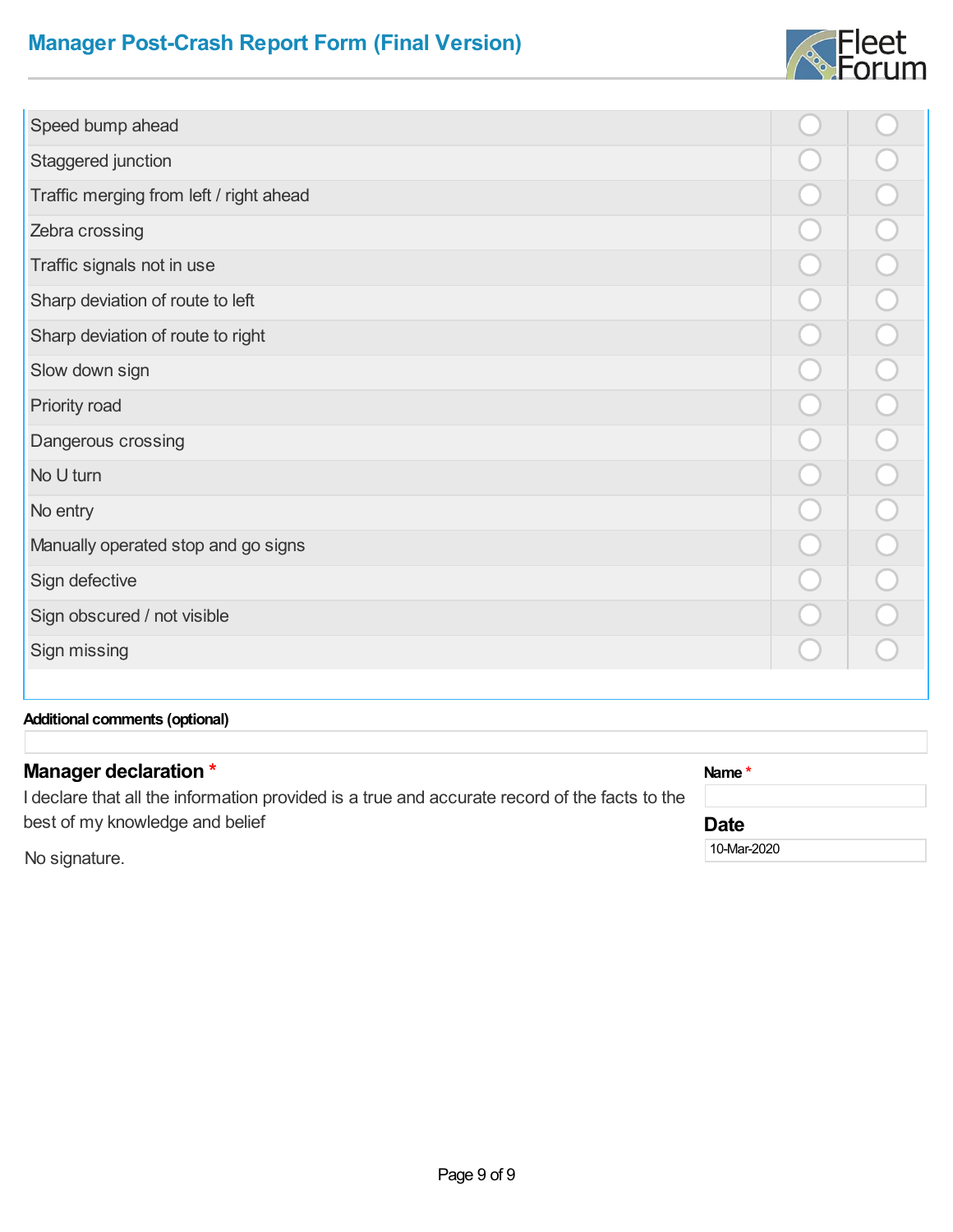| | | |
|---|---|---|
| Speed bump ahead | ○ | ○ |
| Staggered junction | ○ | ○ |
| Traffic merging from left / right ahead | ○ | ○ |
| Zebra crossing | ○ | ○ |
| Traffic signals not in use | ○ | ○ |
| Sharp deviation of route to left | ○ | ○ |
| Sharp deviation of route to right | ○ | ○ |
| Slow down sign | ○ | ○ |
| Priority road | ○ | ○ |
| Dangerous crossing | ○ | ○ |
| No U turn | ○ | ○ |
| No entry | ○ | ○ |
| Manually operated stop and go signs | ○ | ○ |
| Sign defective | ○ | ○ |
| Sign obscured / not visible | ○ | ○ |
| Sign missing | ○ | ○ |

**Additional comments (optional)**

## Manager declaration *

I declare that all the information provided is a true and accurate record of the facts to the best of my knowledge and belief

No signature.

**Name** *

**Date**

10-Mar-2020